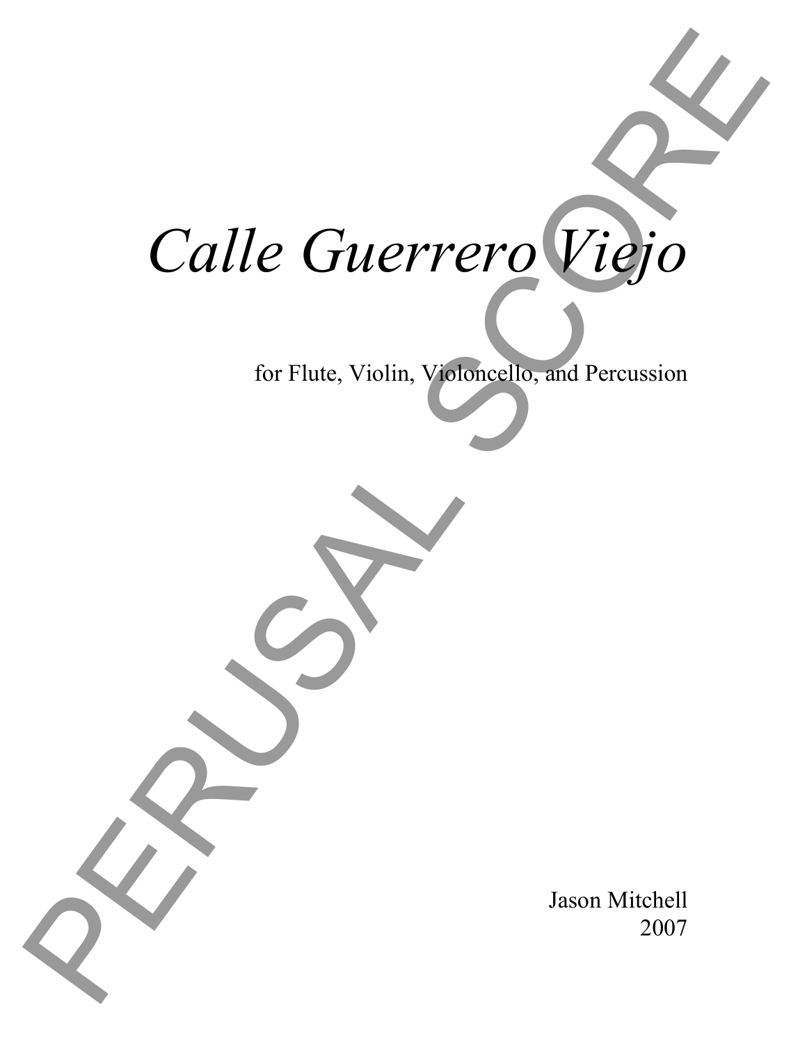# *Calle Guerrero Viejo*

for Flute, Violin, Violoncello, and Percussion

Jason Mitchell
2007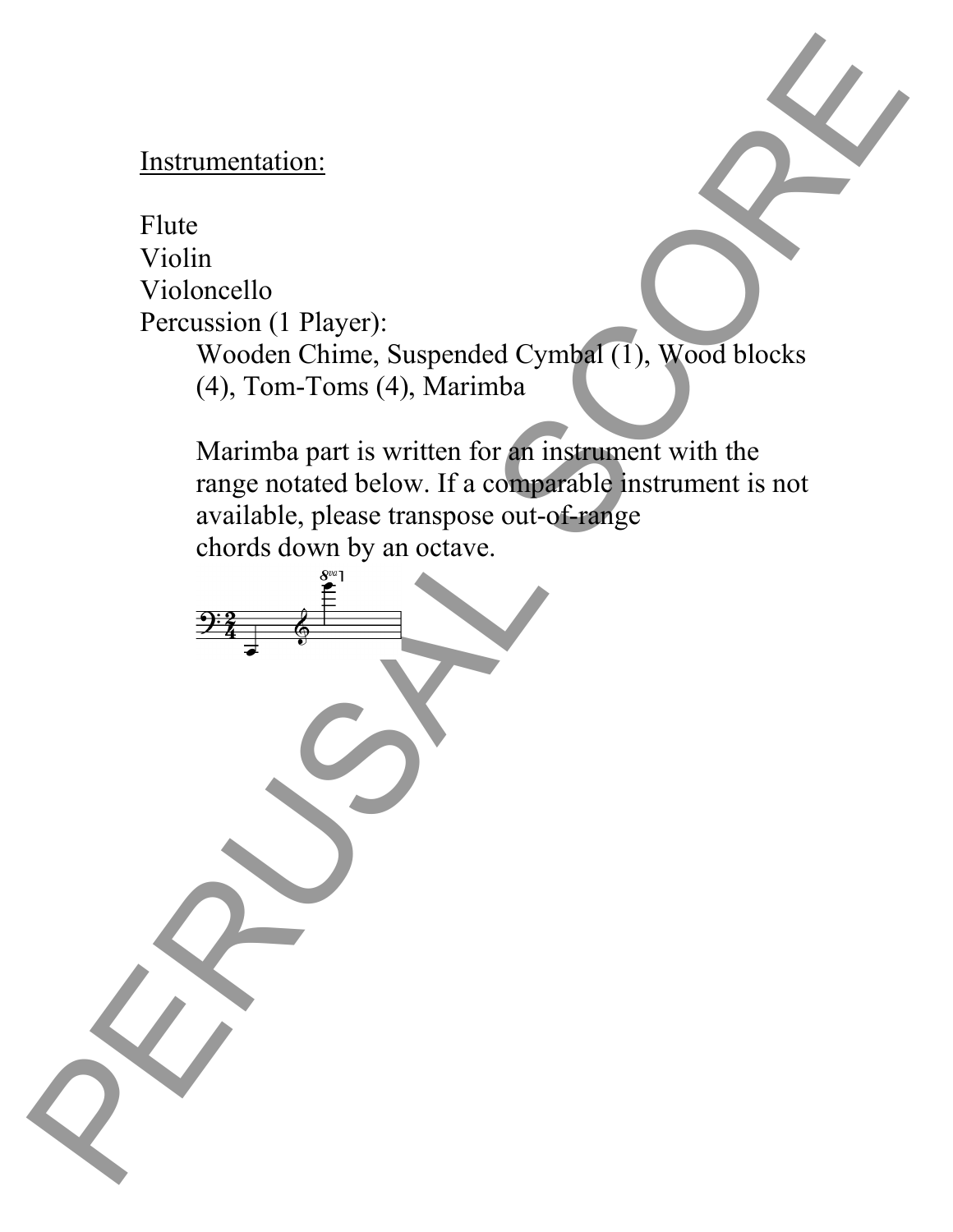Instrumentation:

Flute
Violin
Violoncello
Percussion (1 Player):

Wooden Chime, Suspended Cymbal (1), Wood blocks (4), Tom-Toms (4), Marimba

Marimba part is written for an instrument with the range notated below. If a comparable instrument is not available, please transpose out-of-range chords down by an octave.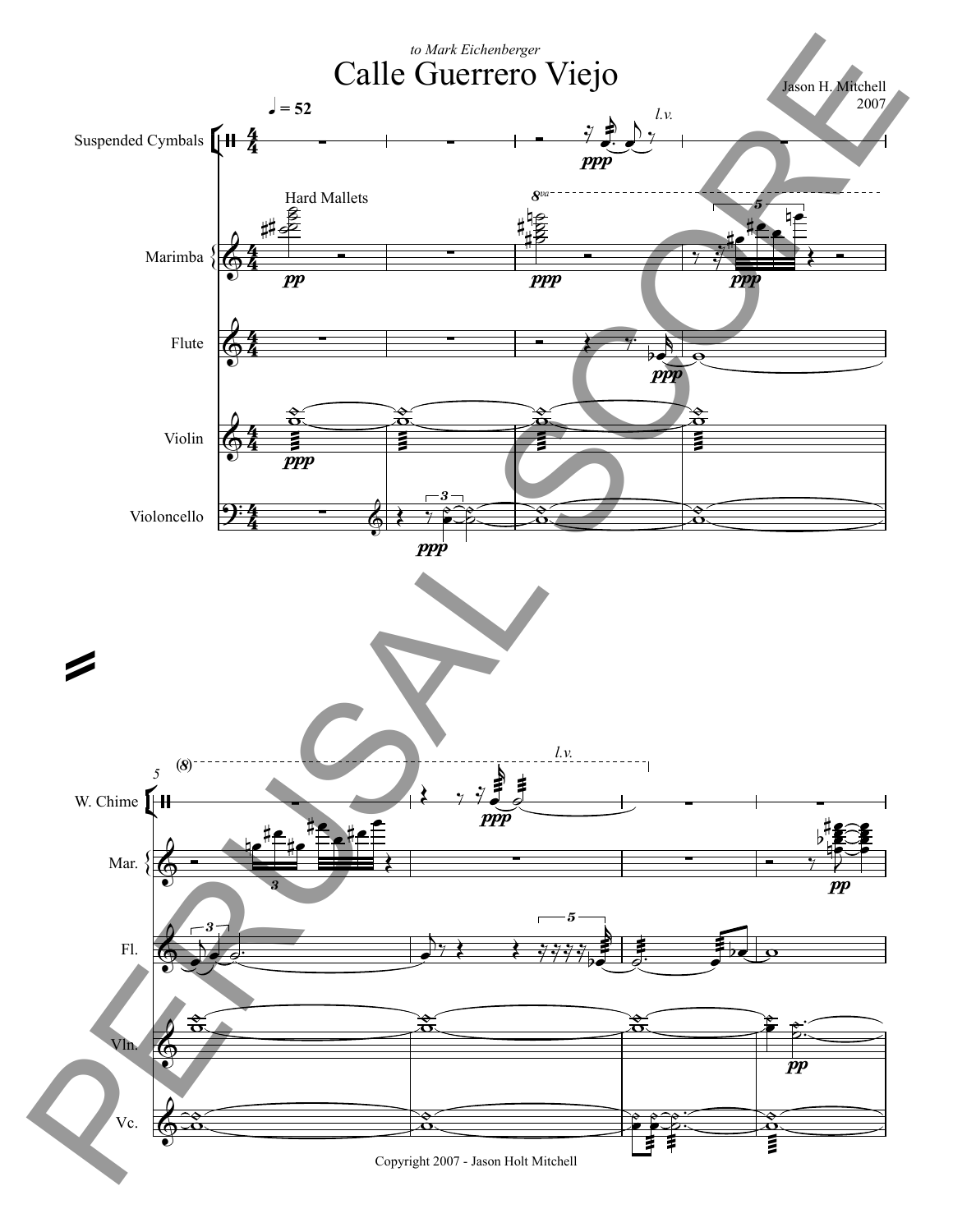*to Mark Eichenberger*

# Calle Guerrero Viejo

Jason H. Mitchell
2007

Copyright 2007 - Jason Holt Mitchell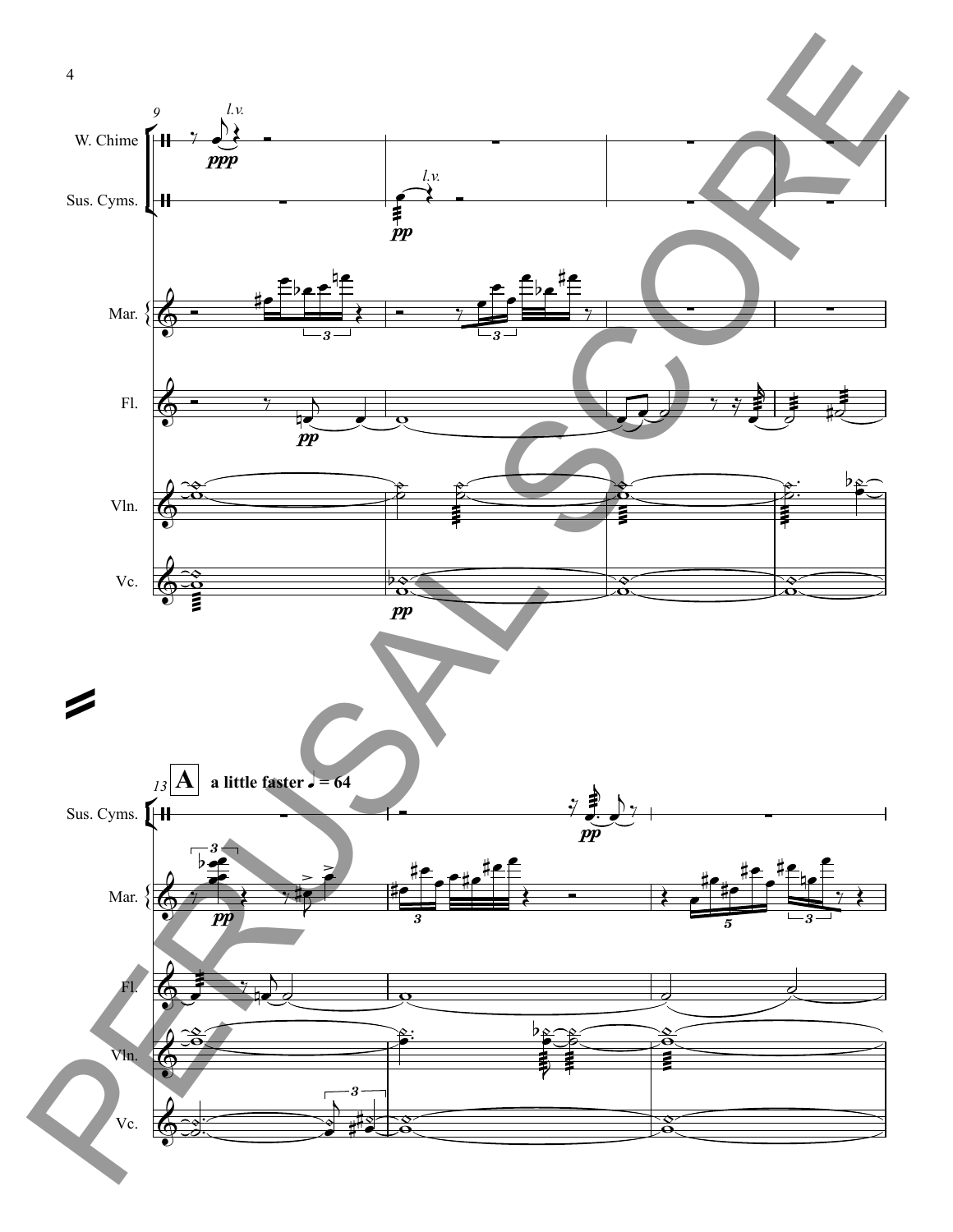W. Chime

Sus. Cyms.

Mar.

Fl.

Vln.

Vc.

**A** **a little faster ♩ = 64**

PERUSAL SCORE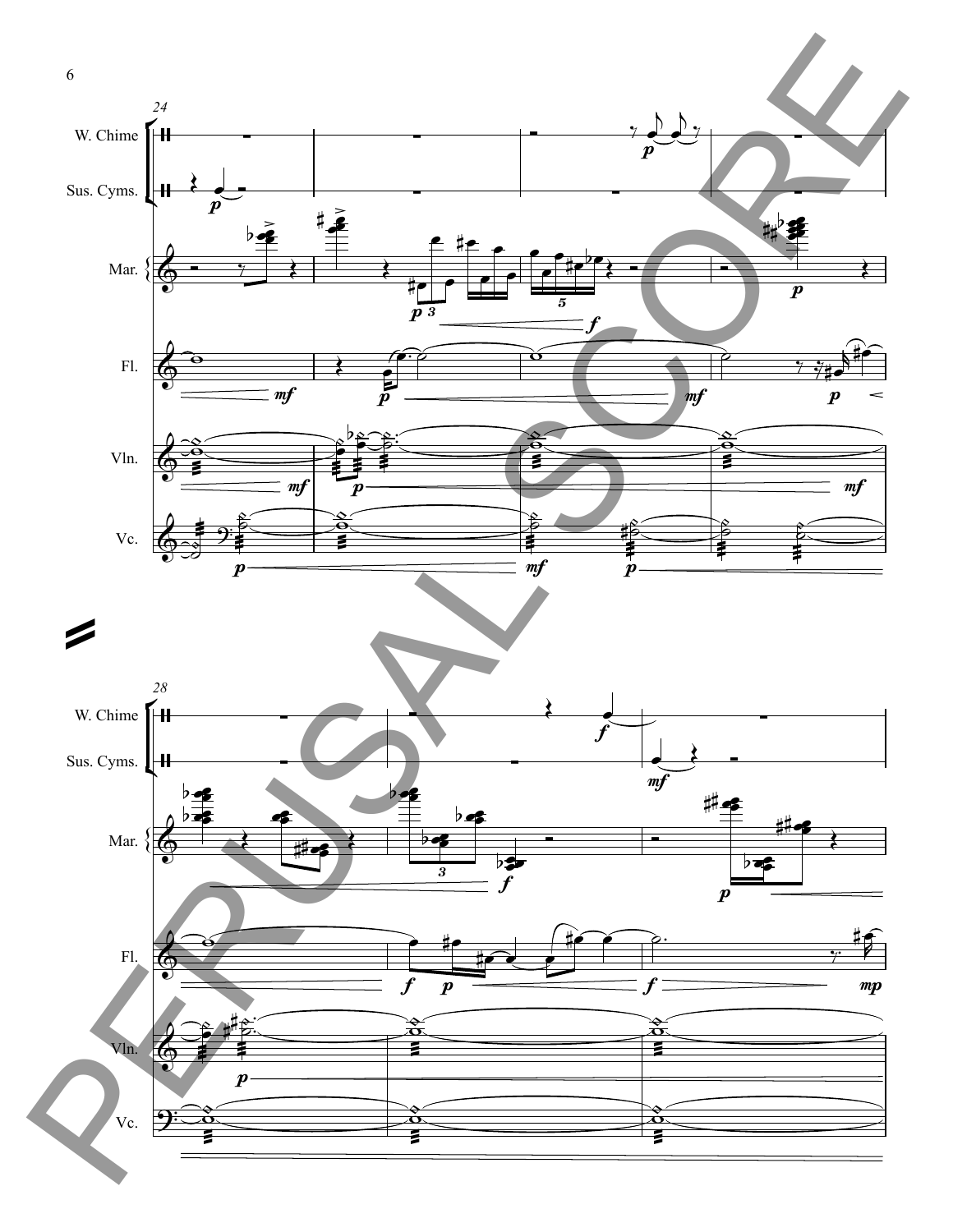24

W. Chime

Sus. Cyms.

Mar.

Fl.

Vln.

Vc.

28

W. Chime

Sus. Cyms.

Mar.

Fl.

Vln.

Vc.

PERUSAL SCORE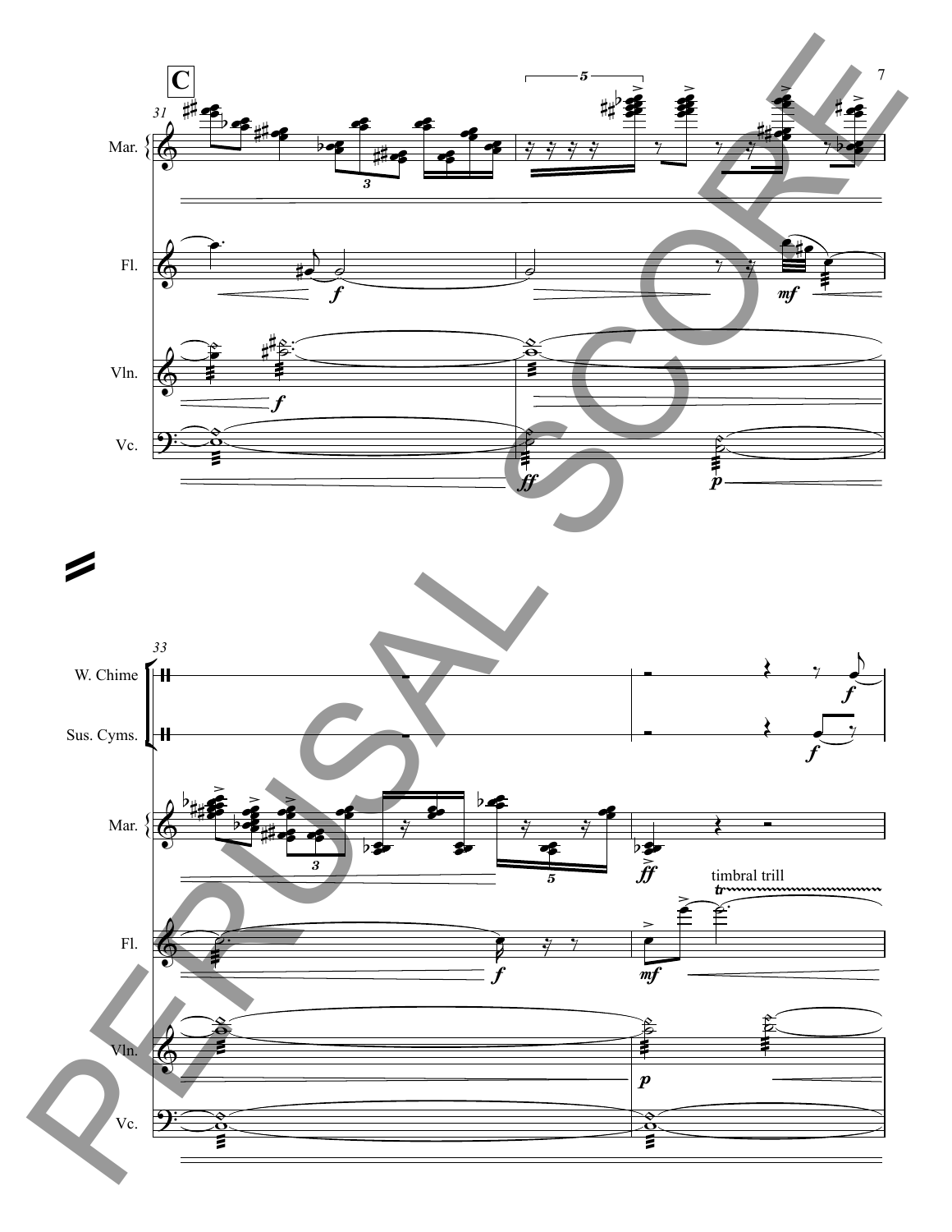**C**

31

Mar.

Fl.

Vln.

Vc.

33

W. Chime

Sus. Cyms.

Mar.

Fl.

timbral trill

Vln.

Vc.

PERUSAL SCORE